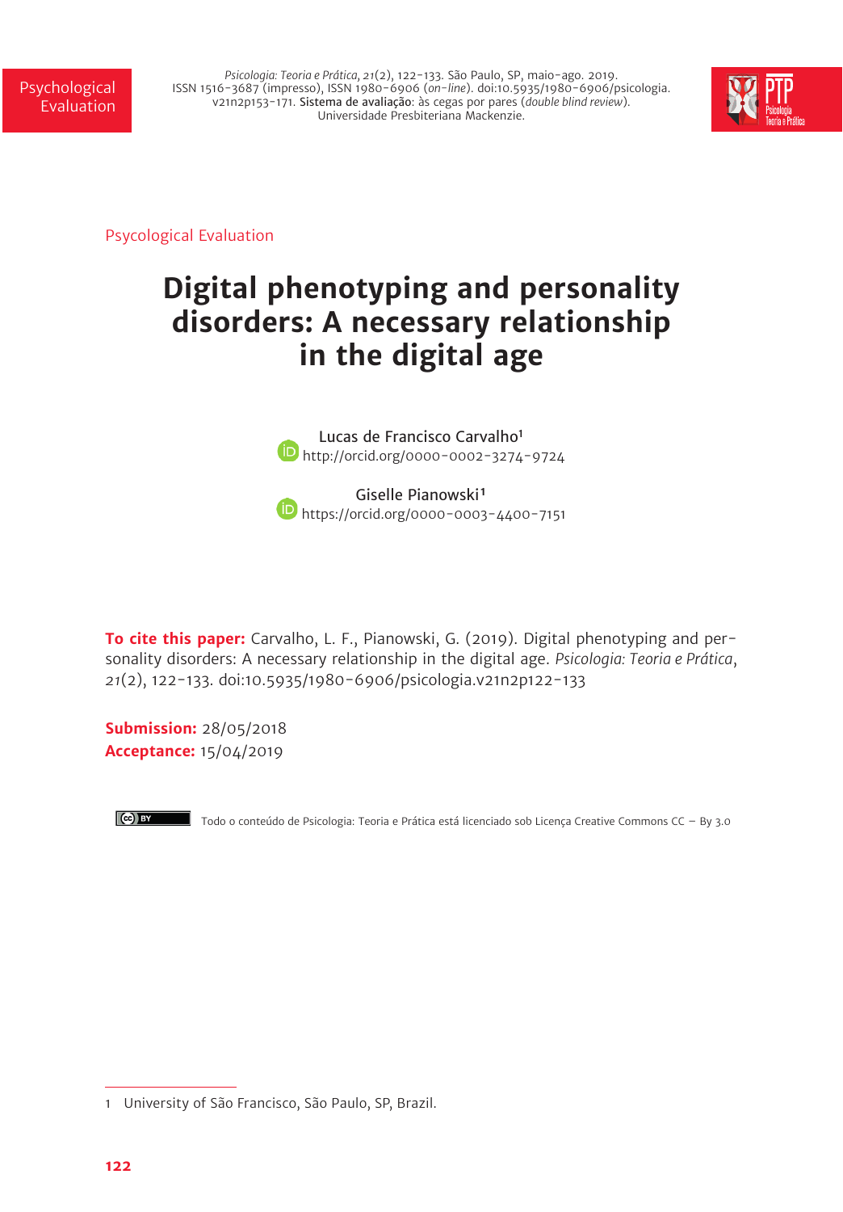Psycological Evaluation

# Digital phenotyping and personality disorders: A necessary relationship in the digital age

Lucas de Francisco Carvalho[1]
http://orcid.org/0000-0002-3274-9724

Giselle Pianowski[1]
https://orcid.org/0000-0003-4400-7151

**To cite this paper:** Carvalho, L. F., Pianowski, G. (2019). Digital phenotyping and personality disorders: A necessary relationship in the digital age. *Psicologia: Teoria e Prática*, *21*(2), 122-133. doi:10.5935/1980-6906/psicologia.v21n2p122-133

**Submission:** 28/05/2018
**Acceptance:** 15/04/2019

Todo o conteúdo de Psicologia: Teoria e Prática está licenciado sob Licença Creative Commons CC – By 3.0

1 University of São Francisco, São Paulo, SP, Brazil.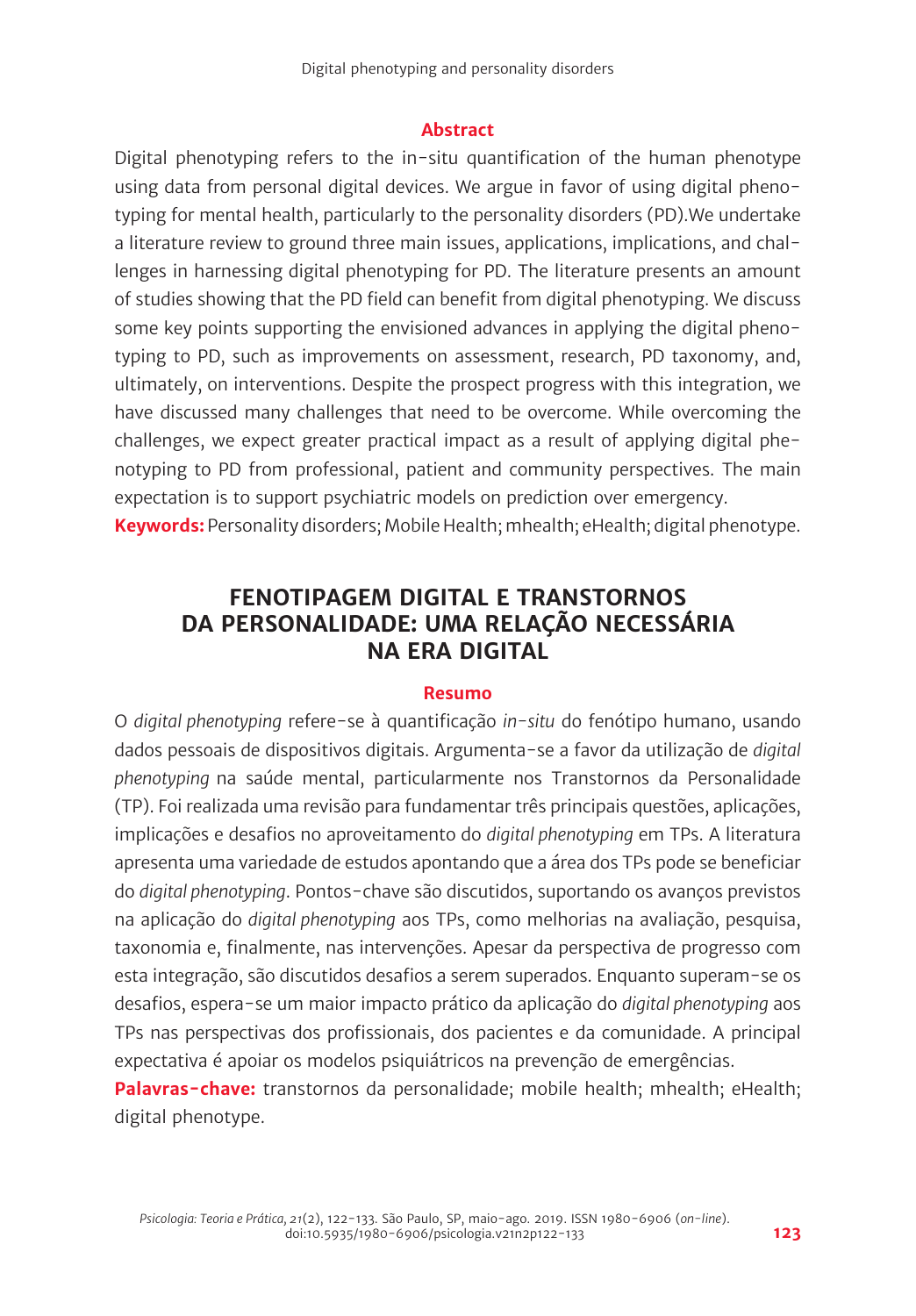## Abstract

Digital phenotyping refers to the in-situ quantification of the human phenotype using data from personal digital devices. We argue in favor of using digital phenotyping for mental health, particularly to the personality disorders (PD).We undertake a literature review to ground three main issues, applications, implications, and challenges in harnessing digital phenotyping for PD. The literature presents an amount of studies showing that the PD field can benefit from digital phenotyping. We discuss some key points supporting the envisioned advances in applying the digital phenotyping to PD, such as improvements on assessment, research, PD taxonomy, and, ultimately, on interventions. Despite the prospect progress with this integration, we have discussed many challenges that need to be overcome. While overcoming the challenges, we expect greater practical impact as a result of applying digital phenotyping to PD from professional, patient and community perspectives. The main expectation is to support psychiatric models on prediction over emergency.

**Keywords:** Personality disorders; Mobile Health; mhealth; eHealth; digital phenotype.

# FENOTIPAGEM DIGITAL E TRANSTORNOS DA PERSONALIDADE: UMA RELAÇÃO NECESSÁRIA NA ERA DIGITAL

## Resumo

O *digital phenotyping* refere-se à quantificação *in-situ* do fenótipo humano, usando dados pessoais de dispositivos digitais. Argumenta-se a favor da utilização de *digital phenotyping* na saúde mental, particularmente nos Transtornos da Personalidade (TP). Foi realizada uma revisão para fundamentar três principais questões, aplicações, implicações e desafios no aproveitamento do *digital phenotyping* em TPs. A literatura apresenta uma variedade de estudos apontando que a área dos TPs pode se beneficiar do *digital phenotyping*. Pontos-chave são discutidos, suportando os avanços previstos na aplicação do *digital phenotyping* aos TPs, como melhorias na avaliação, pesquisa, taxonomia e, finalmente, nas intervenções. Apesar da perspectiva de progresso com esta integração, são discutidos desafios a serem superados. Enquanto superam-se os desafios, espera-se um maior impacto prático da aplicação do *digital phenotyping* aos TPs nas perspectivas dos profissionais, dos pacientes e da comunidade. A principal expectativa é apoiar os modelos psiquiátricos na prevenção de emergências.

**Palavras-chave:** transtornos da personalidade; mobile health; mhealth; eHealth; digital phenotype.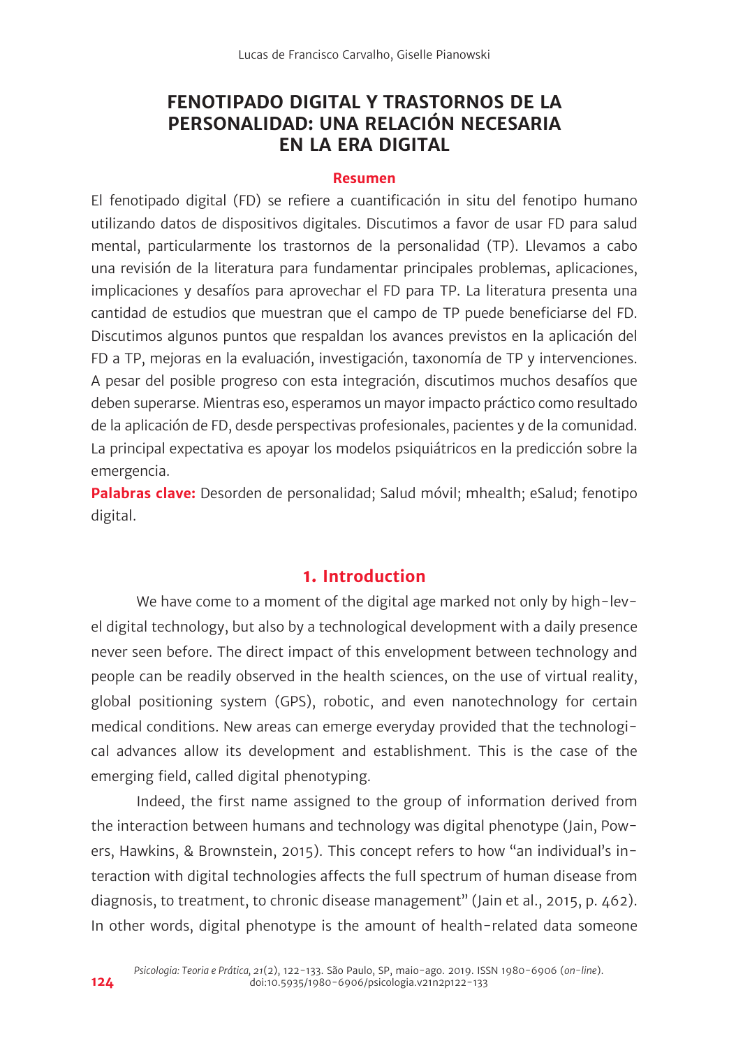# FENOTIPADO DIGITAL Y TRASTORNOS DE LA PERSONALIDAD: UNA RELACIÓN NECESARIA EN LA ERA DIGITAL

## Resumen

El fenotipado digital (FD) se refiere a cuantificación in situ del fenotipo humano utilizando datos de dispositivos digitales. Discutimos a favor de usar FD para salud mental, particularmente los trastornos de la personalidad (TP). Llevamos a cabo una revisión de la literatura para fundamentar principales problemas, aplicaciones, implicaciones y desafíos para aprovechar el FD para TP. La literatura presenta una cantidad de estudios que muestran que el campo de TP puede beneficiarse del FD. Discutimos algunos puntos que respaldan los avances previstos en la aplicación del FD a TP, mejoras en la evaluación, investigación, taxonomía de TP y intervenciones. A pesar del posible progreso con esta integración, discutimos muchos desafíos que deben superarse. Mientras eso, esperamos un mayor impacto práctico como resultado de la aplicación de FD, desde perspectivas profesionales, pacientes y de la comunidad. La principal expectativa es apoyar los modelos psiquiátricos en la predicción sobre la emergencia.

**Palabras clave:** Desorden de personalidad; Salud móvil; mhealth; eSalud; fenotipo digital.

## 1. Introduction

We have come to a moment of the digital age marked not only by high-level digital technology, but also by a technological development with a daily presence never seen before. The direct impact of this envelopment between technology and people can be readily observed in the health sciences, on the use of virtual reality, global positioning system (GPS), robotic, and even nanotechnology for certain medical conditions. New areas can emerge everyday provided that the technological advances allow its development and establishment. This is the case of the emerging field, called digital phenotyping.

Indeed, the first name assigned to the group of information derived from the interaction between humans and technology was digital phenotype (Jain, Powers, Hawkins, & Brownstein, 2015). This concept refers to how "an individual's interaction with digital technologies affects the full spectrum of human disease from diagnosis, to treatment, to chronic disease management" (Jain et al., 2015, p. 462). In other words, digital phenotype is the amount of health-related data someone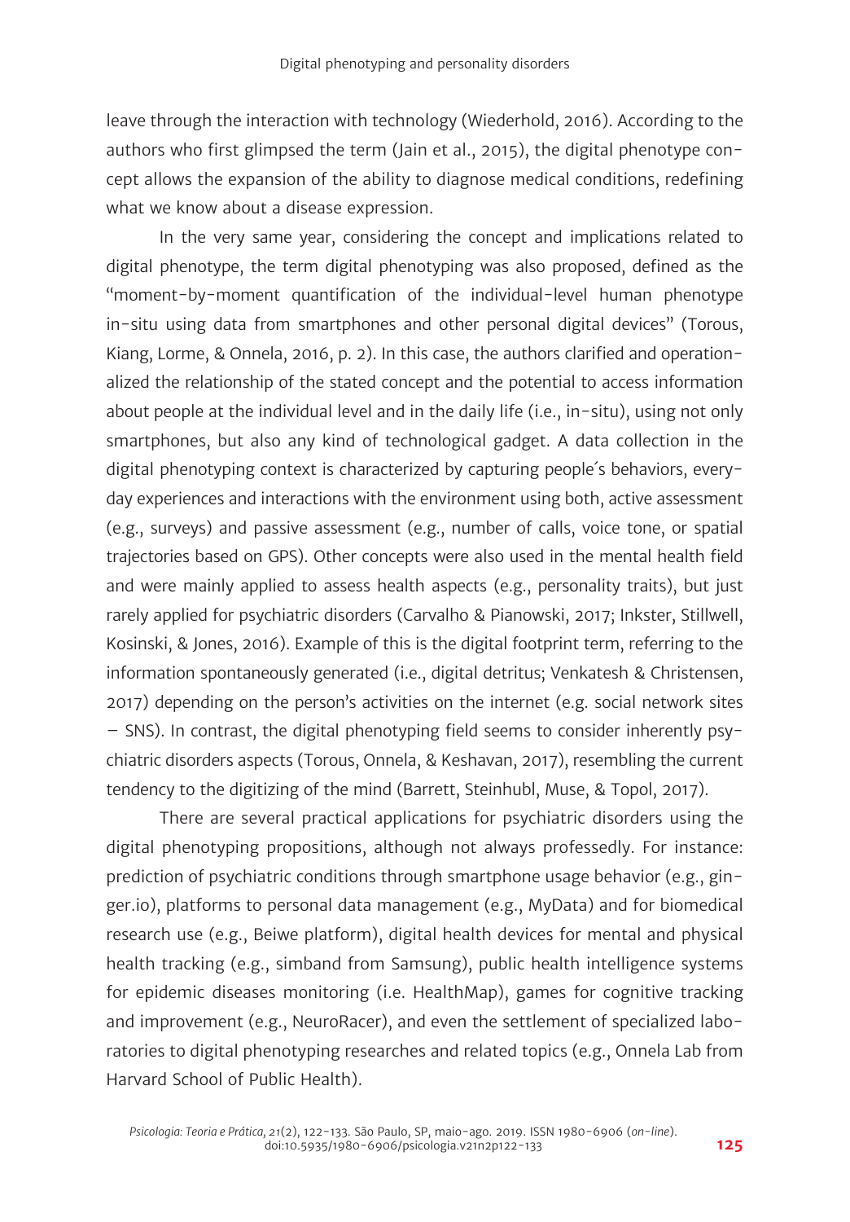leave through the interaction with technology (Wiederhold, 2016). According to the authors who first glimpsed the term (Jain et al., 2015), the digital phenotype concept allows the expansion of the ability to diagnose medical conditions, redefining what we know about a disease expression.

In the very same year, considering the concept and implications related to digital phenotype, the term digital phenotyping was also proposed, defined as the "moment-by-moment quantification of the individual-level human phenotype in-situ using data from smartphones and other personal digital devices" (Torous, Kiang, Lorme, & Onnela, 2016, p. 2). In this case, the authors clarified and operationalized the relationship of the stated concept and the potential to access information about people at the individual level and in the daily life (i.e., in-situ), using not only smartphones, but also any kind of technological gadget. A data collection in the digital phenotyping context is characterized by capturing people´s behaviors, everyday experiences and interactions with the environment using both, active assessment (e.g., surveys) and passive assessment (e.g., number of calls, voice tone, or spatial trajectories based on GPS). Other concepts were also used in the mental health field and were mainly applied to assess health aspects (e.g., personality traits), but just rarely applied for psychiatric disorders (Carvalho & Pianowski, 2017; Inkster, Stillwell, Kosinski, & Jones, 2016). Example of this is the digital footprint term, referring to the information spontaneously generated (i.e., digital detritus; Venkatesh & Christensen, 2017) depending on the person's activities on the internet (e.g. social network sites – SNS). In contrast, the digital phenotyping field seems to consider inherently psychiatric disorders aspects (Torous, Onnela, & Keshavan, 2017), resembling the current tendency to the digitizing of the mind (Barrett, Steinhubl, Muse, & Topol, 2017).

There are several practical applications for psychiatric disorders using the digital phenotyping propositions, although not always professedly. For instance: prediction of psychiatric conditions through smartphone usage behavior (e.g., ginger.io), platforms to personal data management (e.g., MyData) and for biomedical research use (e.g., Beiwe platform), digital health devices for mental and physical health tracking (e.g., simband from Samsung), public health intelligence systems for epidemic diseases monitoring (i.e. HealthMap), games for cognitive tracking and improvement (e.g., NeuroRacer), and even the settlement of specialized laboratories to digital phenotyping researches and related topics (e.g., Onnela Lab from Harvard School of Public Health).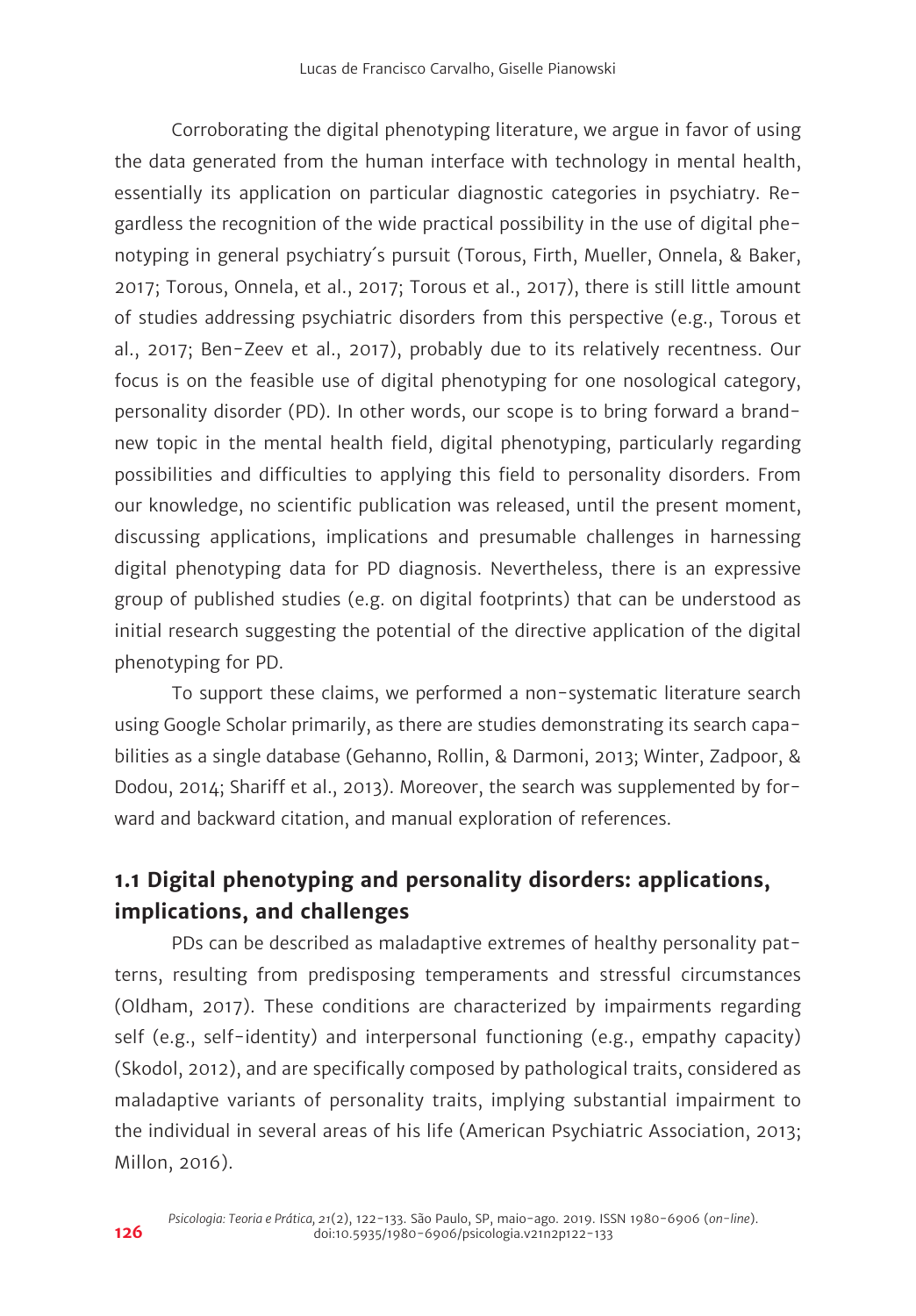Corroborating the digital phenotyping literature, we argue in favor of using the data generated from the human interface with technology in mental health, essentially its application on particular diagnostic categories in psychiatry. Regardless the recognition of the wide practical possibility in the use of digital phenotyping in general psychiatry´s pursuit (Torous, Firth, Mueller, Onnela, & Baker, 2017; Torous, Onnela, et al., 2017; Torous et al., 2017), there is still little amount of studies addressing psychiatric disorders from this perspective (e.g., Torous et al., 2017; Ben-Zeev et al., 2017), probably due to its relatively recentness. Our focus is on the feasible use of digital phenotyping for one nosological category, personality disorder (PD). In other words, our scope is to bring forward a brand-new topic in the mental health field, digital phenotyping, particularly regarding possibilities and difficulties to applying this field to personality disorders. From our knowledge, no scientific publication was released, until the present moment, discussing applications, implications and presumable challenges in harnessing digital phenotyping data for PD diagnosis. Nevertheless, there is an expressive group of published studies (e.g. on digital footprints) that can be understood as initial research suggesting the potential of the directive application of the digital phenotyping for PD.

To support these claims, we performed a non-systematic literature search using Google Scholar primarily, as there are studies demonstrating its search capabilities as a single database (Gehanno, Rollin, & Darmoni, 2013; Winter, Zadpoor, & Dodou, 2014; Shariff et al., 2013). Moreover, the search was supplemented by forward and backward citation, and manual exploration of references.

## 1.1 Digital phenotyping and personality disorders: applications, implications, and challenges

PDs can be described as maladaptive extremes of healthy personality patterns, resulting from predisposing temperaments and stressful circumstances (Oldham, 2017). These conditions are characterized by impairments regarding self (e.g., self-identity) and interpersonal functioning (e.g., empathy capacity) (Skodol, 2012), and are specifically composed by pathological traits, considered as maladaptive variants of personality traits, implying substantial impairment to the individual in several areas of his life (American Psychiatric Association, 2013; Millon, 2016).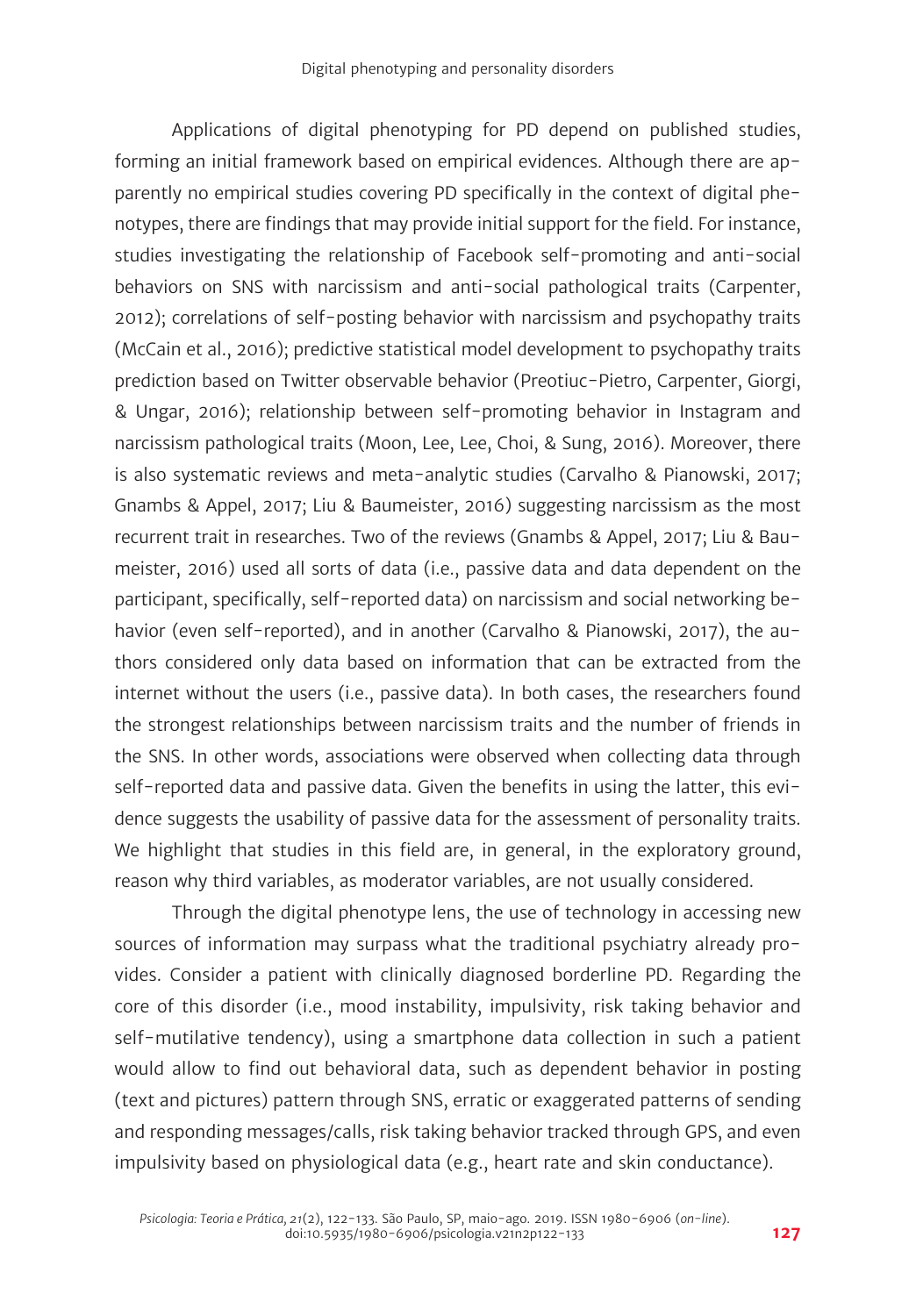Applications of digital phenotyping for PD depend on published studies, forming an initial framework based on empirical evidences. Although there are apparently no empirical studies covering PD specifically in the context of digital phenotypes, there are findings that may provide initial support for the field. For instance, studies investigating the relationship of Facebook self-promoting and anti-social behaviors on SNS with narcissism and anti-social pathological traits (Carpenter, 2012); correlations of self-posting behavior with narcissism and psychopathy traits (McCain et al., 2016); predictive statistical model development to psychopathy traits prediction based on Twitter observable behavior (Preotiuc-Pietro, Carpenter, Giorgi, & Ungar, 2016); relationship between self-promoting behavior in Instagram and narcissism pathological traits (Moon, Lee, Lee, Choi, & Sung, 2016). Moreover, there is also systematic reviews and meta-analytic studies (Carvalho & Pianowski, 2017; Gnambs & Appel, 2017; Liu & Baumeister, 2016) suggesting narcissism as the most recurrent trait in researches. Two of the reviews (Gnambs & Appel, 2017; Liu & Baumeister, 2016) used all sorts of data (i.e., passive data and data dependent on the participant, specifically, self-reported data) on narcissism and social networking behavior (even self-reported), and in another (Carvalho & Pianowski, 2017), the authors considered only data based on information that can be extracted from the internet without the users (i.e., passive data). In both cases, the researchers found the strongest relationships between narcissism traits and the number of friends in the SNS. In other words, associations were observed when collecting data through self-reported data and passive data. Given the benefits in using the latter, this evidence suggests the usability of passive data for the assessment of personality traits. We highlight that studies in this field are, in general, in the exploratory ground, reason why third variables, as moderator variables, are not usually considered.

Through the digital phenotype lens, the use of technology in accessing new sources of information may surpass what the traditional psychiatry already provides. Consider a patient with clinically diagnosed borderline PD. Regarding the core of this disorder (i.e., mood instability, impulsivity, risk taking behavior and self-mutilative tendency), using a smartphone data collection in such a patient would allow to find out behavioral data, such as dependent behavior in posting (text and pictures) pattern through SNS, erratic or exaggerated patterns of sending and responding messages/calls, risk taking behavior tracked through GPS, and even impulsivity based on physiological data (e.g., heart rate and skin conductance).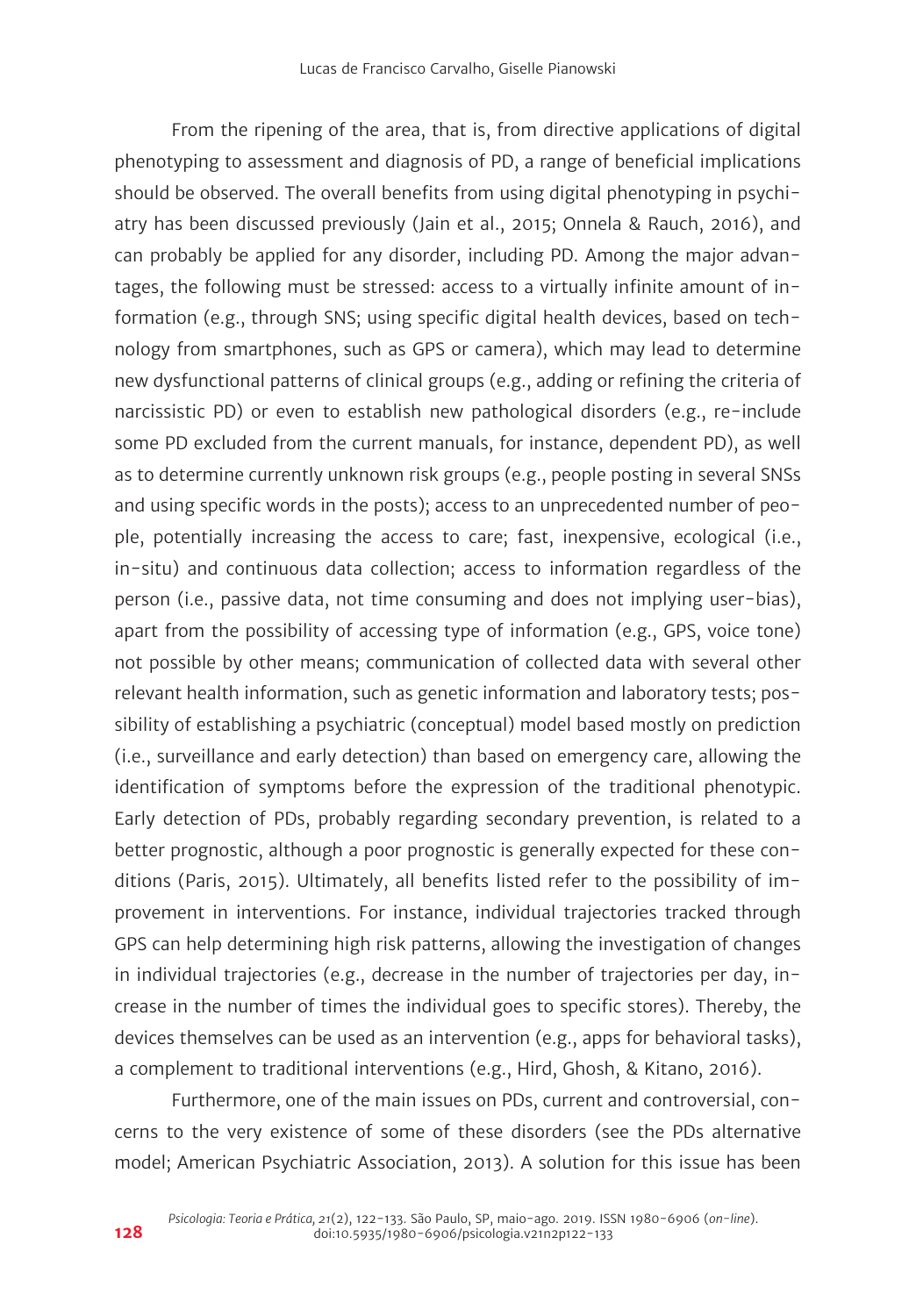From the ripening of the area, that is, from directive applications of digital phenotyping to assessment and diagnosis of PD, a range of beneficial implications should be observed. The overall benefits from using digital phenotyping in psychiatry has been discussed previously (Jain et al., 2015; Onnela & Rauch, 2016), and can probably be applied for any disorder, including PD. Among the major advantages, the following must be stressed: access to a virtually infinite amount of information (e.g., through SNS; using specific digital health devices, based on technology from smartphones, such as GPS or camera), which may lead to determine new dysfunctional patterns of clinical groups (e.g., adding or refining the criteria of narcissistic PD) or even to establish new pathological disorders (e.g., re-include some PD excluded from the current manuals, for instance, dependent PD), as well as to determine currently unknown risk groups (e.g., people posting in several SNSs and using specific words in the posts); access to an unprecedented number of people, potentially increasing the access to care; fast, inexpensive, ecological (i.e., in-situ) and continuous data collection; access to information regardless of the person (i.e., passive data, not time consuming and does not implying user-bias), apart from the possibility of accessing type of information (e.g., GPS, voice tone) not possible by other means; communication of collected data with several other relevant health information, such as genetic information and laboratory tests; possibility of establishing a psychiatric (conceptual) model based mostly on prediction (i.e., surveillance and early detection) than based on emergency care, allowing the identification of symptoms before the expression of the traditional phenotypic. Early detection of PDs, probably regarding secondary prevention, is related to a better prognostic, although a poor prognostic is generally expected for these conditions (Paris, 2015). Ultimately, all benefits listed refer to the possibility of improvement in interventions. For instance, individual trajectories tracked through GPS can help determining high risk patterns, allowing the investigation of changes in individual trajectories (e.g., decrease in the number of trajectories per day, increase in the number of times the individual goes to specific stores). Thereby, the devices themselves can be used as an intervention (e.g., apps for behavioral tasks), a complement to traditional interventions (e.g., Hird, Ghosh, & Kitano, 2016).

Furthermore, one of the main issues on PDs, current and controversial, concerns to the very existence of some of these disorders (see the PDs alternative model; American Psychiatric Association, 2013). A solution for this issue has been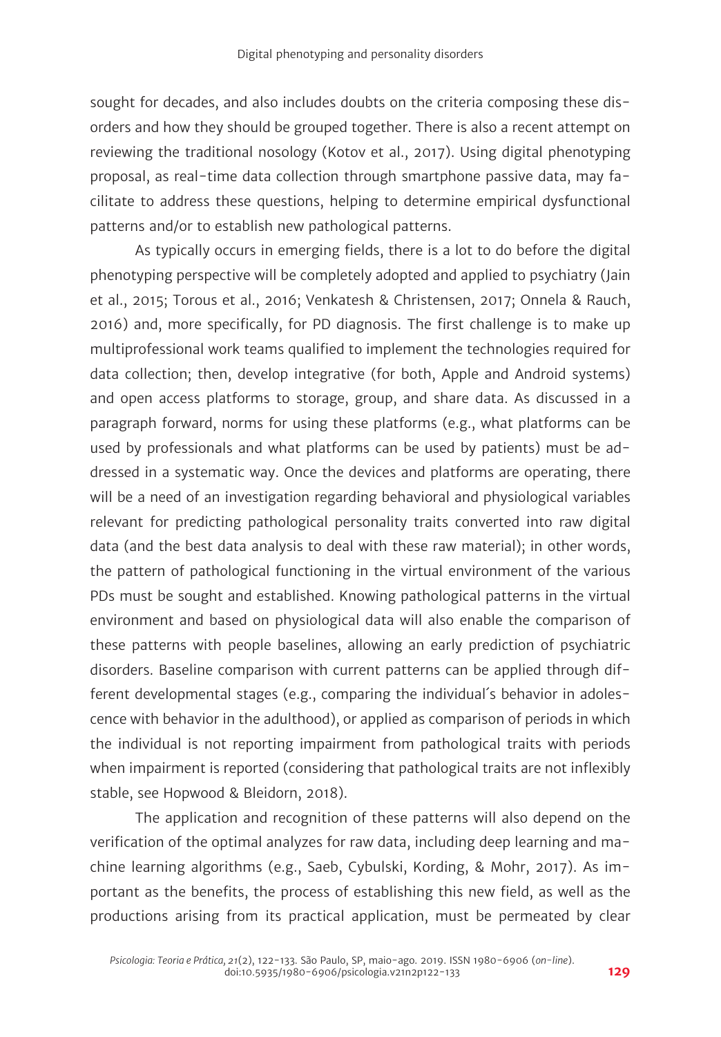sought for decades, and also includes doubts on the criteria composing these disorders and how they should be grouped together. There is also a recent attempt on reviewing the traditional nosology (Kotov et al., 2017). Using digital phenotyping proposal, as real-time data collection through smartphone passive data, may facilitate to address these questions, helping to determine empirical dysfunctional patterns and/or to establish new pathological patterns.

As typically occurs in emerging fields, there is a lot to do before the digital phenotyping perspective will be completely adopted and applied to psychiatry (Jain et al., 2015; Torous et al., 2016; Venkatesh & Christensen, 2017; Onnela & Rauch, 2016) and, more specifically, for PD diagnosis. The first challenge is to make up multiprofessional work teams qualified to implement the technologies required for data collection; then, develop integrative (for both, Apple and Android systems) and open access platforms to storage, group, and share data. As discussed in a paragraph forward, norms for using these platforms (e.g., what platforms can be used by professionals and what platforms can be used by patients) must be addressed in a systematic way. Once the devices and platforms are operating, there will be a need of an investigation regarding behavioral and physiological variables relevant for predicting pathological personality traits converted into raw digital data (and the best data analysis to deal with these raw material); in other words, the pattern of pathological functioning in the virtual environment of the various PDs must be sought and established. Knowing pathological patterns in the virtual environment and based on physiological data will also enable the comparison of these patterns with people baselines, allowing an early prediction of psychiatric disorders. Baseline comparison with current patterns can be applied through different developmental stages (e.g., comparing the individual´s behavior in adolescence with behavior in the adulthood), or applied as comparison of periods in which the individual is not reporting impairment from pathological traits with periods when impairment is reported (considering that pathological traits are not inflexibly stable, see Hopwood & Bleidorn, 2018).

The application and recognition of these patterns will also depend on the verification of the optimal analyzes for raw data, including deep learning and machine learning algorithms (e.g., Saeb, Cybulski, Kording, & Mohr, 2017). As important as the benefits, the process of establishing this new field, as well as the productions arising from its practical application, must be permeated by clear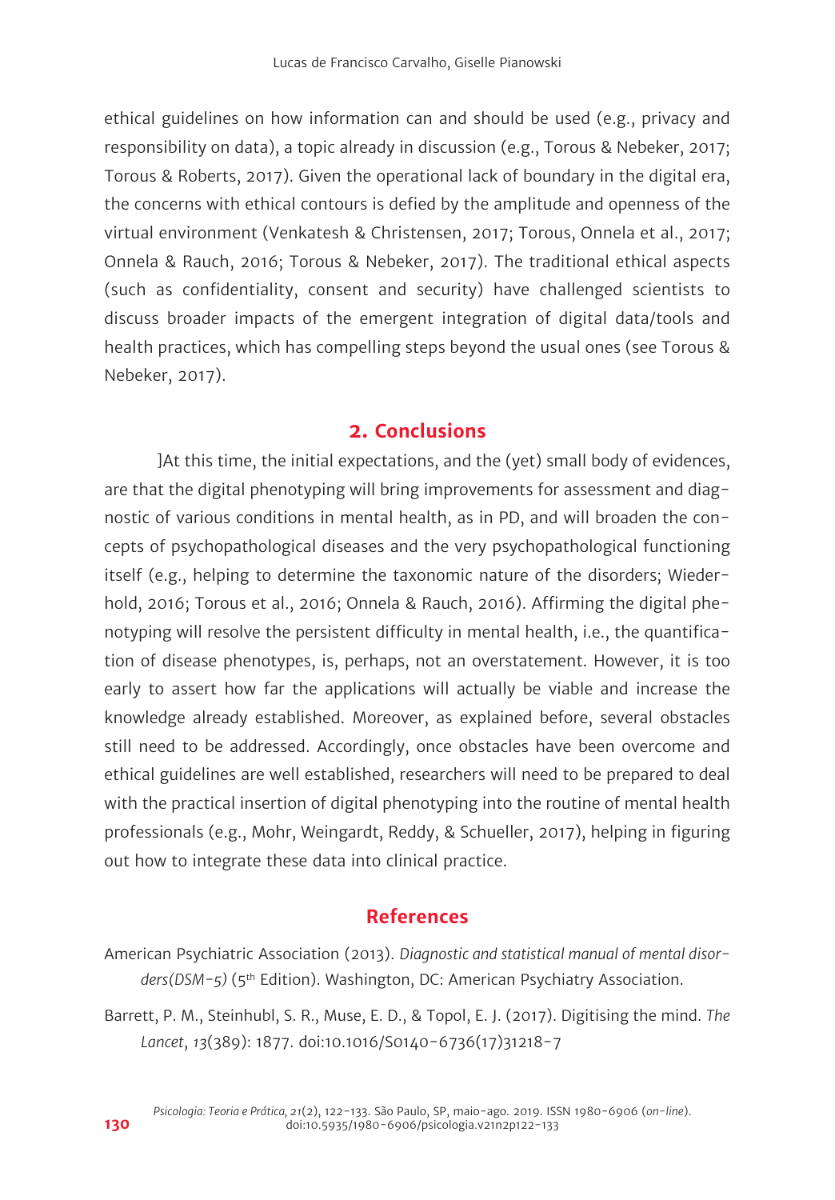ethical guidelines on how information can and should be used (e.g., privacy and responsibility on data), a topic already in discussion (e.g., Torous & Nebeker, 2017; Torous & Roberts, 2017). Given the operational lack of boundary in the digital era, the concerns with ethical contours is defied by the amplitude and openness of the virtual environment (Venkatesh & Christensen, 2017; Torous, Onnela et al., 2017; Onnela & Rauch, 2016; Torous & Nebeker, 2017). The traditional ethical aspects (such as confidentiality, consent and security) have challenged scientists to discuss broader impacts of the emergent integration of digital data/tools and health practices, which has compelling steps beyond the usual ones (see Torous & Nebeker, 2017).

## 2. Conclusions

]At this time, the initial expectations, and the (yet) small body of evidences, are that the digital phenotyping will bring improvements for assessment and diagnostic of various conditions in mental health, as in PD, and will broaden the concepts of psychopathological diseases and the very psychopathological functioning itself (e.g., helping to determine the taxonomic nature of the disorders; Wiederhold, 2016; Torous et al., 2016; Onnela & Rauch, 2016). Affirming the digital phenotyping will resolve the persistent difficulty in mental health, i.e., the quantification of disease phenotypes, is, perhaps, not an overstatement. However, it is too early to assert how far the applications will actually be viable and increase the knowledge already established. Moreover, as explained before, several obstacles still need to be addressed. Accordingly, once obstacles have been overcome and ethical guidelines are well established, researchers will need to be prepared to deal with the practical insertion of digital phenotyping into the routine of mental health professionals (e.g., Mohr, Weingardt, Reddy, & Schueller, 2017), helping in figuring out how to integrate these data into clinical practice.

## References

American Psychiatric Association (2013). *Diagnostic and statistical manual of mental disorders(DSM-5)* (5th Edition). Washington, DC: American Psychiatry Association.

Barrett, P. M., Steinhubl, S. R., Muse, E. D., & Topol, E. J. (2017). Digitising the mind. *The Lancet*, *13*(389): 1877. doi:10.1016/S0140-6736(17)31218-7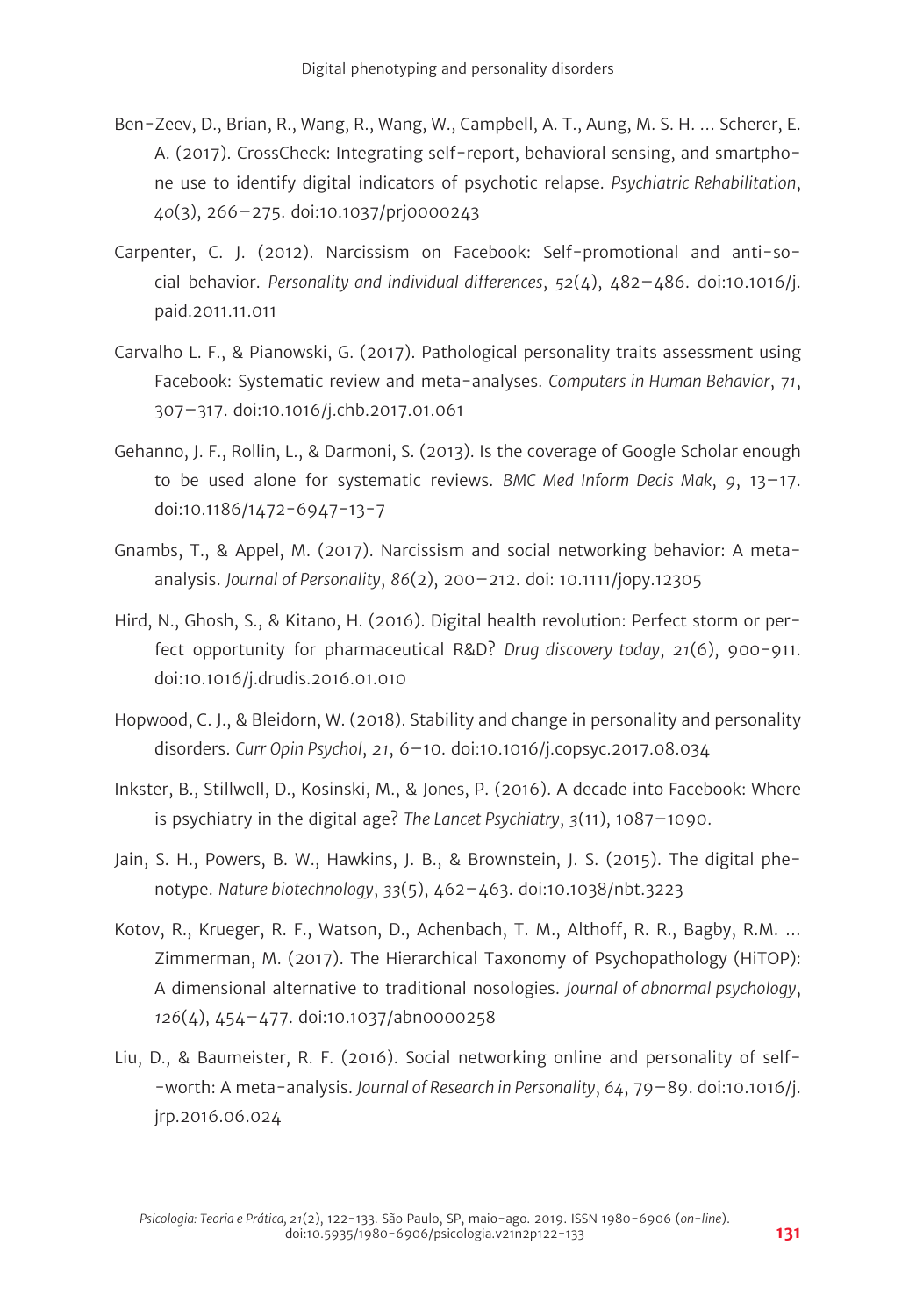Ben-Zeev, D., Brian, R., Wang, R., Wang, W., Campbell, A. T., Aung, M. S. H. ... Scherer, E. A. (2017). CrossCheck: Integrating self-report, behavioral sensing, and smartphone use to identify digital indicators of psychotic relapse. *Psychiatric Rehabilitation*, *40*(3), 266–275. doi:10.1037/prj0000243

Carpenter, C. J. (2012). Narcissism on Facebook: Self-promotional and anti-social behavior. *Personality and individual differences*, *52*(4), 482–486. doi:10.1016/j.paid.2011.11.011

Carvalho L. F., & Pianowski, G. (2017). Pathological personality traits assessment using Facebook: Systematic review and meta-analyses. *Computers in Human Behavior*, *71*, 307–317. doi:10.1016/j.chb.2017.01.061

Gehanno, J. F., Rollin, L., & Darmoni, S. (2013). Is the coverage of Google Scholar enough to be used alone for systematic reviews. *BMC Med Inform Decis Mak*, *9*, 13–17. doi:10.1186/1472-6947-13-7

Gnambs, T., & Appel, M. (2017). Narcissism and social networking behavior: A meta-analysis. *Journal of Personality*, *86*(2), 200–212. doi: 10.1111/jopy.12305

Hird, N., Ghosh, S., & Kitano, H. (2016). Digital health revolution: Perfect storm or perfect opportunity for pharmaceutical R&D? *Drug discovery today*, *21*(6), 900-911. doi:10.1016/j.drudis.2016.01.010

Hopwood, C. J., & Bleidorn, W. (2018). Stability and change in personality and personality disorders. *Curr Opin Psychol*, *21*, 6–10. doi:10.1016/j.copsyc.2017.08.034

Inkster, B., Stillwell, D., Kosinski, M., & Jones, P. (2016). A decade into Facebook: Where is psychiatry in the digital age? *The Lancet Psychiatry*, *3*(11), 1087–1090.

Jain, S. H., Powers, B. W., Hawkins, J. B., & Brownstein, J. S. (2015). The digital phenotype. *Nature biotechnology*, *33*(5), 462–463. doi:10.1038/nbt.3223

Kotov, R., Krueger, R. F., Watson, D., Achenbach, T. M., Althoff, R. R., Bagby, R.M. ... Zimmerman, M. (2017). The Hierarchical Taxonomy of Psychopathology (HiTOP): A dimensional alternative to traditional nosologies. *Journal of abnormal psychology*, *126*(4), 454–477. doi:10.1037/abn0000258

Liu, D., & Baumeister, R. F. (2016). Social networking online and personality of self--worth: A meta-analysis. *Journal of Research in Personality*, *64*, 79–89. doi:10.1016/j.jrp.2016.06.024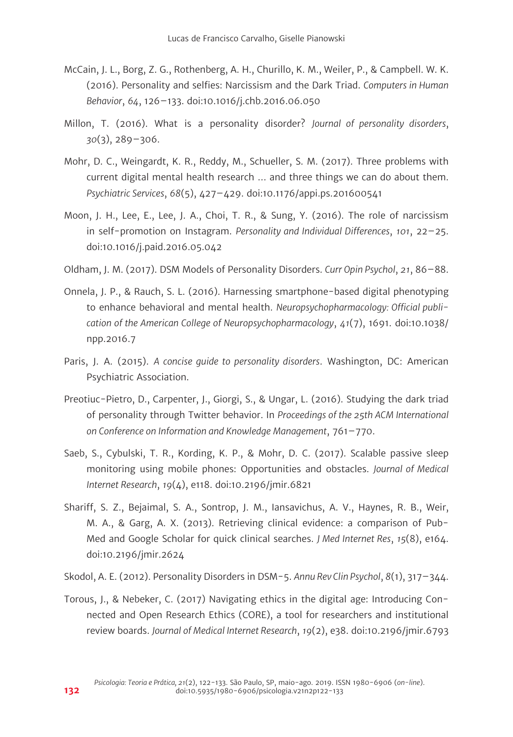McCain, J. L., Borg, Z. G., Rothenberg, A. H., Churillo, K. M., Weiler, P., & Campbell. W. K. (2016). Personality and selfies: Narcissism and the Dark Triad. *Computers in Human Behavior*, *64*, 126–133. doi:10.1016/j.chb.2016.06.050

Millon, T. (2016). What is a personality disorder? *Journal of personality disorders*, *30*(3), 289–306.

Mohr, D. C., Weingardt, K. R., Reddy, M., Schueller, S. M. (2017). Three problems with current digital mental health research ... and three things we can do about them. *Psychiatric Services*, *68*(5), 427–429. doi:10.1176/appi.ps.201600541

Moon, J. H., Lee, E., Lee, J. A., Choi, T. R., & Sung, Y. (2016). The role of narcissism in self-promotion on Instagram. *Personality and Individual Differences*, *101*, 22–25. doi:10.1016/j.paid.2016.05.042

Oldham, J. M. (2017). DSM Models of Personality Disorders. *Curr Opin Psychol*, *21*, 86–88.

Onnela, J. P., & Rauch, S. L. (2016). Harnessing smartphone-based digital phenotyping to enhance behavioral and mental health. *Neuropsychopharmacology: Official publication of the American College of Neuropsychopharmacology*, *41*(7), 1691. doi:10.1038/npp.2016.7

Paris, J. A. (2015). *A concise guide to personality disorders*. Washington, DC: American Psychiatric Association.

Preotiuc-Pietro, D., Carpenter, J., Giorgi, S., & Ungar, L. (2016). Studying the dark triad of personality through Twitter behavior. In *Proceedings of the 25th ACM International on Conference on Information and Knowledge Management*, 761–770.

Saeb, S., Cybulski, T. R., Kording, K. P., & Mohr, D. C. (2017). Scalable passive sleep monitoring using mobile phones: Opportunities and obstacles. *Journal of Medical Internet Research*, *19*(4), e118. doi:10.2196/jmir.6821

Shariff, S. Z., Bejaimal, S. A., Sontrop, J. M., Iansavichus, A. V., Haynes, R. B., Weir, M. A., & Garg, A. X. (2013). Retrieving clinical evidence: a comparison of PubMed and Google Scholar for quick clinical searches. *J Med Internet Res*, *15*(8), e164. doi:10.2196/jmir.2624

Skodol, A. E. (2012). Personality Disorders in DSM-5. *Annu Rev Clin Psychol*, *8*(1), 317–344.

Torous, J., & Nebeker, C. (2017) Navigating ethics in the digital age: Introducing Connected and Open Research Ethics (CORE), a tool for researchers and institutional review boards. *Journal of Medical Internet Research*, *19*(2), e38. doi:10.2196/jmir.6793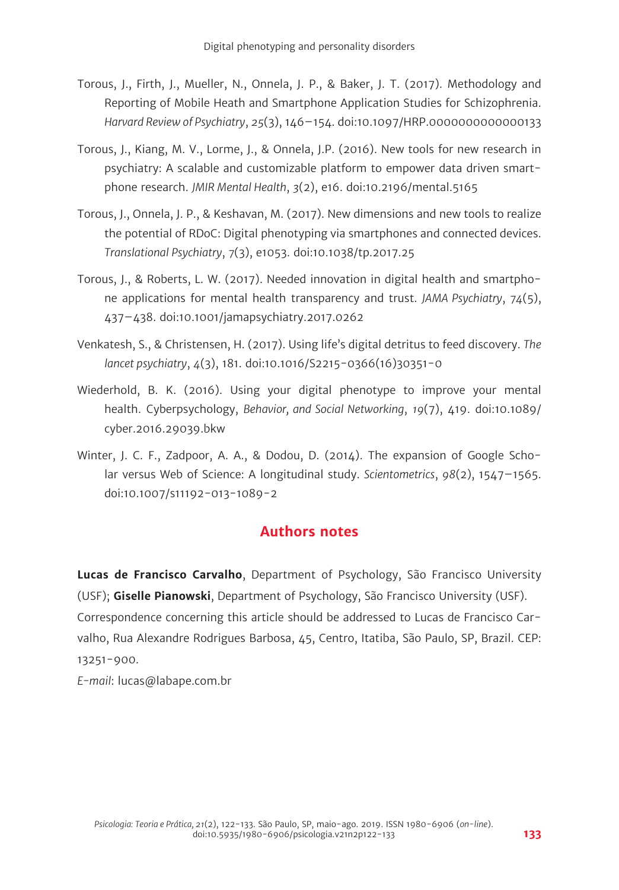Torous, J., Firth, J., Mueller, N., Onnela, J. P., & Baker, J. T. (2017). Methodology and Reporting of Mobile Heath and Smartphone Application Studies for Schizophrenia. *Harvard Review of Psychiatry*, *25*(3), 146–154. doi:10.1097/HRP.0000000000000133

Torous, J., Kiang, M. V., Lorme, J., & Onnela, J.P. (2016). New tools for new research in psychiatry: A scalable and customizable platform to empower data driven smartphone research. *JMIR Mental Health*, *3*(2), e16. doi:10.2196/mental.5165

Torous, J., Onnela, J. P., & Keshavan, M. (2017). New dimensions and new tools to realize the potential of RDoC: Digital phenotyping via smartphones and connected devices. *Translational Psychiatry*, *7*(3), e1053. doi:10.1038/tp.2017.25

Torous, J., & Roberts, L. W. (2017). Needed innovation in digital health and smartphone applications for mental health transparency and trust. *JAMA Psychiatry*, *74*(5), 437–438. doi:10.1001/jamapsychiatry.2017.0262

Venkatesh, S., & Christensen, H. (2017). Using life's digital detritus to feed discovery. *The lancet psychiatry*, *4*(3), 181. doi:10.1016/S2215-0366(16)30351-0

Wiederhold, B. K. (2016). Using your digital phenotype to improve your mental health. Cyberpsychology, *Behavior, and Social Networking*, *19*(7), 419. doi:10.1089/cyber.2016.29039.bkw

Winter, J. C. F., Zadpoor, A. A., & Dodou, D. (2014). The expansion of Google Scholar versus Web of Science: A longitudinal study. *Scientometrics*, *98*(2), 1547–1565. doi:10.1007/s11192-013-1089-2

## Authors notes

**Lucas de Francisco Carvalho**, Department of Psychology, São Francisco University (USF); **Giselle Pianowski**, Department of Psychology, São Francisco University (USF).

Correspondence concerning this article should be addressed to Lucas de Francisco Carvalho, Rua Alexandre Rodrigues Barbosa, 45, Centro, Itatiba, São Paulo, SP, Brazil. CEP: 13251-900.

*E-mail*: lucas@labape.com.br